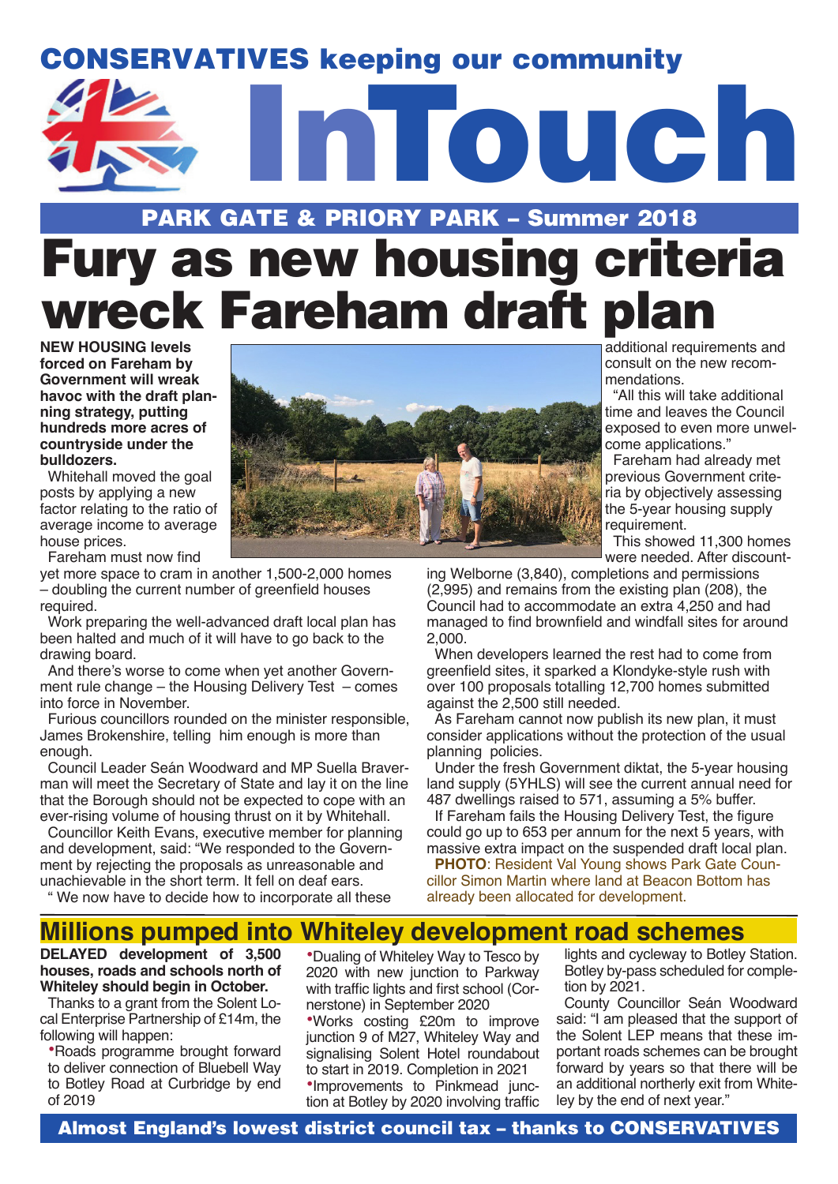# CONSERVATIVES keeping our community InTouch

## PARK GATE & PRIORY PARK – Summer 2018

# Fury as new housing criteria wreck Fareham draft plan

**NEW HOUSING levels forced on Fareham by Government will wreak havoc with the draft planning strategy, putting hundreds more acres of countryside under the bulldozers.**

Whitehall moved the goal posts by applying a new factor relating to the ratio of average income to average house prices.

Fareham must now find yet more space to cram in another 1,500-2,000 homes – doubling the current number of greenfield houses required.

Work preparing the well-advanced draft local plan has been halted and much of it will have to go back to the drawing board.

And there's worse to come when yet another Government rule change – the Housing Delivery Test – comes into force in November.

Furious councillors rounded on the minister responsible, James Brokenshire, telling him enough is more than enough.

Council Leader Seán Woodward and MP Suella Braverman will meet the Secretary of State and lay it on the line that the Borough should not be expected to cope with an ever-rising volume of housing thrust on it by Whitehall.

Councillor Keith Evans, executive member for planning and development, said: "We responded to the Government by rejecting the proposals as unreasonable and unachievable in the short term. It fell on deaf ears.

" We now have to decide how to incorporate all these additional requirements and consult on the new recommendations.

"All this will take additional time and leaves the Council exposed to even more unwelcome applications."

Fareham had already met previous Government criteria by objectively assessing the 5-year housing supply requirement.

This showed 11,300 homes were needed. After discounting Welborne (3,840), completions and permissions (2,995) and remains from the existing plan (208), the Council had to accommodate an extra 4,250 and had managed to find brownfield and windfall sites for around 2,000.

When developers learned the rest had to come from greenfield sites, it sparked a Klondyke-style rush with over 100 proposals totalling 12,700 homes submitted against the 2,500 still needed.

As Fareham cannot now publish its new plan, it must consider applications without the protection of the usual planning policies.

Under the fresh Government diktat, the 5-year housing land supply (5YHLS) will see the current annual need for 487 dwellings raised to 571, assuming a 5% buffer.

If Fareham fails the Housing Delivery Test, the figure could go up to 653 per annum for the next 5 years, with massive extra impact on the suspended draft local plan.

**PHOTO**: Resident Val Young shows Park Gate Councillor Simon Martin where land at Beacon Bottom has already been allocated for development.

## Millions pumped into Whiteley development road schemes

**DELAYED development of 3,500 houses, roads and schools north of Whiteley should begin in October.**

Thanks to a grant from the Solent Local Enterprise Partnership of £14m, the following will happen:

- Roads programme brought forward to deliver connection of Bluebell Way to Botley Road at Curbridge by end of 2019
- Dualing of Whiteley Way to Tesco by 2020 with new junction to Parkway with traffic lights and first school (Cornerstone) in September 2020
- Works costing £20m to improve junction 9 of M27, Whiteley Way and signalising Solent Hotel roundabout to start in 2019. Completion in 2021
- Improvements to Pinkmead junction at Botley by 2020 involving traffic lights and cycleway to Botley Station. Botley by-pass scheduled for completion by 2021.

County Councillor Seán Woodward said: "I am pleased that the support of the Solent LEP means that these important roads schemes can be brought forward by years so that there will be an additional northerly exit from Whiteley by the end of next year."

**Almost England's lowest district council tax – thanks to CONSERVATIVES**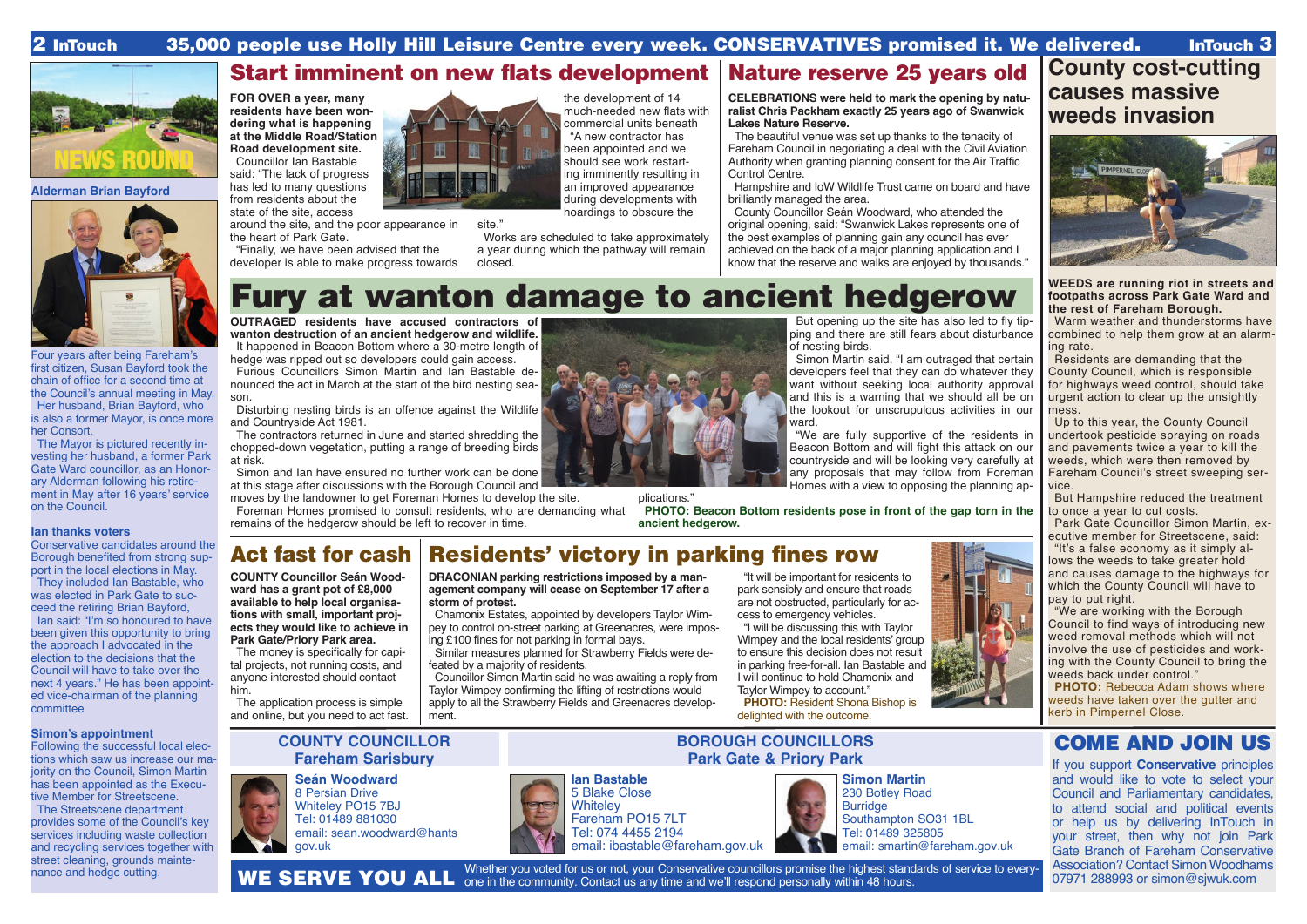35,000 people use Holly Hill Leisure Centre every week. CONSERVATIVES promised it. We delivered.

NEWS ROUND

**Alderman Brian Bayford**

Four years after being Fareham's first citizen, Susan Bayford took the chain of office for a second time at the Council's annual meeting in May.

Her husband, Brian Bayford, who is also a former Mayor, is once more her Consort.

The Mayor is pictured recently investing her husband, a former Park Gate Ward councillor, as an Honorary Alderman following his retirement in May after 16 years' service on the Council.

**Ian thanks voters**

Conservative candidates around the Borough benefited from strong support in the local elections in May.

They included Ian Bastable, who was elected in Park Gate to succeed the retiring Brian Bayford.

Ian said: "I'm so honoured to have been given this opportunity to bring the approach I advocated in the election to the decisions that the Council will have to take over the next 4 years." He has been appointed as vice-chairman of the planning committee

**Simon's appointment**

Following the successful local elections which saw us increase our majority on the Council, Simon Martin has been appointed as the Executive Member for Streetscene.

The Streetscene department provides some of the Council's key services including waste collection and recycling services together with street cleaning, grounds maintenance and hedge cutting.

## Start imminent on new flats development

**FOR OVER a year, many residents have been wondering what is happening at the Middle Road/Station Road development site.**

Councillor Ian Bastable said: "The lack of progress has led to many questions from residents about the state of the site, access around the site, and the poor appearance in the heart of Park Gate.

"Finally, we have been advised that the developer is able to make progress towards the development of 14 much-needed new flats with commercial units beneath

"A new contractor has been appointed and we should see work restarting imminently resulting in an improved appearance during developments with hoardings to obscure the site."

Works are scheduled to take approximately a year during which the pathway will remain closed.

## Nature reserve 25 years old

**CELEBRATIONS were held to mark the opening by naturalist Chris Packham exactly 25 years ago of Swanwick Lakes Nature Reserve.**

The beautiful venue was set up thanks to the tenacity of Fareham Council in negoriating a deal with the Civil Aviation Authority when granting planning consent for the Air Traffic Control Centre.

Hampshire and IoW Wildlife Trust came on board and have brilliantly managed the area.

County Councillor Seán Woodward, who attended the original opening, said: "Swanwick Lakes represents one of the best examples of planning gain any council has ever achieved on the back of a major planning application and I know that the reserve and walks are enjoyed by thousands."

# Fury at wanton damage to ancient hedgerow

**OUTRAGED residents have accused contractors of wanton destruction of an ancient hedgerow and wildlife.**

It happened in Beacon Bottom where a 30-metre length of hedge was ripped out so developers could gain access.

Furious Councillors Simon Martin and Ian Bastable denounced the act in March at the start of the bird nesting season.

Disturbing nesting birds is an offence against the Wildlife and Countryside Act 1981.

The contractors returned in June and started shredding the chopped-down vegetation, putting a range of breeding birds at risk.

Simon and Ian have ensured no further work can be done at this stage after discussions with the Borough Council and moves by the landowner to get Foreman Homes to develop the site.

Foreman Homes promised to consult residents, who are demanding what remains of the hedgerow should be left to recover in time.

But opening up the site has also led to fly tipping and there are still fears about disturbance of nesting birds.

Simon Martin said, "I am outraged that certain developers feel that they can do whatever they want without seeking local authority approval and this is a warning that we should all be on the lookout for unscrupulous activities in our ward.

"We are fully supportive of the residents in Beacon Bottom and will fight this attack on our countryside and will be looking very carefully at any proposals that may follow from Foreman Homes with a view to opposing the planning applications."

**PHOTO: Beacon Bottom residents pose in front of the gap torn in the ancient hedgerow.**

## Act fast for cash

**COUNTY Councillor Seán Woodward has a grant pot of £8,000 available to help local organisations with small, important projects they would like to achieve in Park Gate/Priory Park area.**

The money is specifically for capital projects, not running costs, and anyone interested should contact him.

The application process is simple and online, but you need to act fast.

## Residents' victory in parking fines row

**DRACONIAN parking restrictions imposed by a management company will cease on September 17 after a storm of protest.**

Chamonix Estates, appointed by developers Taylor Wimpey to control on-street parking at Greenacres, were imposing £100 fines for not parking in formal bays.

Similar measures planned for Strawberry Fields were defeated by a majority of residents.

Councillor Simon Martin said he was awaiting a reply from Taylor Wimpey confirming the lifting of restrictions would apply to all the Strawberry Fields and Greenacres development.

"It will be important for residents to park sensibly and ensure that roads are not obstructed, particularly for access to emergency vehicles.

"I will be discussing this with Taylor Wimpey and the local residents' group to ensure this decision does not result in parking free-for-all. Ian Bastable and I will continue to hold Chamonix and Taylor Wimpey to account."

**PHOTO:** Resident Shona Bishop is delighted with the outcome.

## County cost-cutting causes massive weeds invasion

**WEEDS are running riot in streets and footpaths across Park Gate Ward and the rest of Fareham Borough.**

Warm weather and thunderstorms have combined to help them grow at an alarming rate.

Residents are demanding that the County Council, which is responsible for highways weed control, should take urgent action to clear up the unsightly mess.

Up to this year, the County Council undertook pesticide spraying on roads and pavements twice a year to kill the weeds, which were then removed by Fareham Council's street sweeping service.

But Hampshire reduced the treatment to once a year to cut costs.

Park Gate Councillor Simon Martin, executive member for Streetscene, said: "It's a false economy as it simply allows the weeds to take greater hold and causes damage to the highways for which the County Council will have to pay to put right.

"We are working with the Borough Council to find ways of introducing new weed removal methods which will not involve the use of pesticides and working with the County Council to bring the weeds back under control."

**PHOTO:** Rebecca Adam shows where weeds have taken over the gutter and kerb in Pimpernel Close.

### COUNTY COUNCILLOR Fareham Sarisbury

**Seán Woodward**
8 Persian Drive
Whiteley PO15 7BJ
Tel: 01489 881030
email: sean.woodward@hants.gov.uk

### BOROUGH COUNCILLORS Park Gate & Priory Park

**Ian Bastable**
5 Blake Close
Whiteley
Fareham PO15 7LT
Tel: 074 4455 2194
email: ibastable@fareham.gov.uk

**Simon Martin**
230 Botley Road
Burridge
Southampton SO31 1BL
Tel: 01489 325805
email: smartin@fareham.gov.uk

**WE SERVE YOU ALL** Whether you voted for us or not, your Conservative councillors promise the highest standards of service to everyone in the community. Contact us any time and we'll respond personally within 48 hours.

## COME AND JOIN US

If you support **Conservative** principles and would like to vote to select your Council and Parliamentary candidates, to attend social and political events or help us by delivering InTouch in your street, then why not join Park Gate Branch of Fareham Conservative Association? Contact Simon Woodhams 07971 288993 or simon@sjwuk.com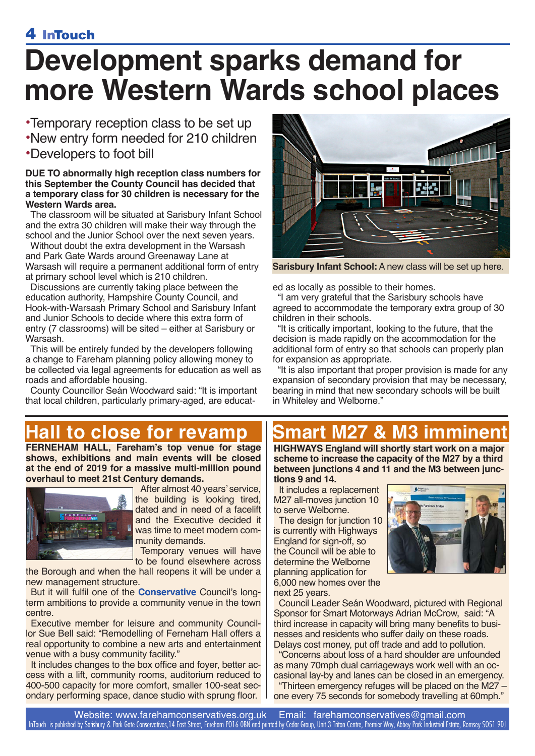# Development sparks demand for more Western Wards school places

- Temporary reception class to be set up
- New entry form needed for 210 children
- Developers to foot bill

**DUE TO abnormally high reception class numbers for this September the County Council has decided that a temporary class for 30 children is necessary for the Western Wards area.**

The classroom will be situated at Sarisbury Infant School and the extra 30 children will make their way through the school and the Junior School over the next seven years.

Without doubt the extra development in the Warsash and Park Gate Wards around Greenaway Lane at Warsash will require a permanent additional form of entry at primary school level which is 210 children.

Discussions are currently taking place between the education authority, Hampshire County Council, and Hook-with-Warsash Primary School and Sarisbury Infant and Junior Schools to decide where this extra form of entry (7 classrooms) will be sited – either at Sarisbury or Warsash.

This will be entirely funded by the developers following a change to Fareham planning policy allowing money to be collected via legal agreements for education as well as roads and affordable housing.

County Councillor Seán Woodward said: "It is important that local children, particularly primary-aged, are educated as locally as possible to their homes.

**Sarisbury Infant School:** A new class will be set up here.

"I am very grateful that the Sarisbury schools have agreed to accommodate the temporary extra group of 30 children in their schools.

"It is critically important, looking to the future, that the decision is made rapidly on the accommodation for the additional form of entry so that schools can properly plan for expansion as appropriate.

"It is also important that proper provision is made for any expansion of secondary provision that may be necessary, bearing in mind that new secondary schools will be built in Whiteley and Welborne."

## Hall to close for revamp

**FERNEHAM HALL, Fareham's top venue for stage shows, exhibitions and main events will be closed at the end of 2019 for a massive multi-million pound overhaul to meet 21st Century demands.**

After almost 40 years' service, the building is looking tired, dated and in need of a facelift and the Executive decided it was time to meet modern community demands.

Temporary venues will have to be found elsewhere across the Borough and when the hall reopens it will be under a new management structure.

But it will fulfil one of the **Conservative** Council's long-term ambitions to provide a community venue in the town centre.

Executive member for leisure and community Councillor Sue Bell said: "Remodelling of Ferneham Hall offers a real opportunity to combine a new arts and entertainment venue with a busy community facility."

It includes changes to the box office and foyer, better access with a lift, community rooms, auditorium reduced to 400-500 capacity for more comfort, smaller 100-seat secondary performing space, dance studio with sprung floor.

## Smart M27 & M3 imminent

**HIGHWAYS England will shortly start work on a major scheme to increase the capacity of the M27 by a third between junctions 4 and 11 and the M3 between junctions 9 and 14.**

It includes a replacement M27 all-moves junction 10 to serve Welborne.

The design for junction 10 is currently with Highways England for sign-off, so the Council will be able to determine the Welborne planning application for 6,000 new homes over the next 25 years.

Council Leader Seán Woodward, pictured with Regional Sponsor for Smart Motorways Adrian McCrow, said: "A third increase in capacity will bring many benefits to businesses and residents who suffer daily on these roads. Delays cost money, put off trade and add to pollution.

"Concerns about loss of a hard shoulder are unfounded as many 70mph dual carriageways work well with an occasional lay-by and lanes can be closed in an emergency.

"Thirteen emergency refuges will be placed on the M27 – one every 75 seconds for somebody travelling at 60mph."

Website: www.farehamconservatives.org.uk Email: farehamconservatives@gmail.com

InTouch is published by Sarisbury & Park Gate Conservatives, 14 East Street, Fareham PO16 0BN and printed by Cedar Group, Unit 3 Triton Centre, Premier Way, Abbey Park Industrial Estate, Romsey SO51 9DJ